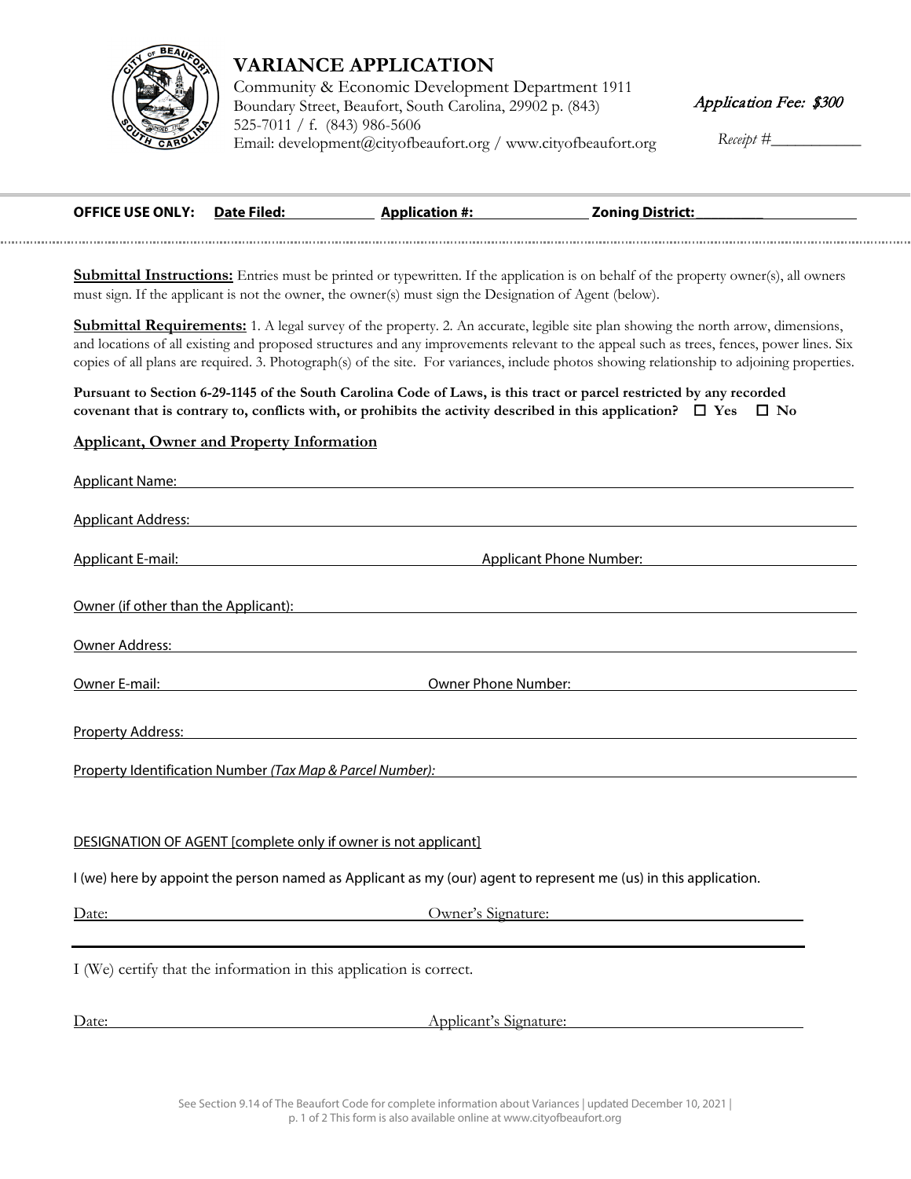# VARIANCE APPLICATION

Community & Economic Development Department 1911 Boundary Street, Beaufort, South Carolina, 29902 p. (843) 525-7011 / f. (843) 986-5606
Email: development@cityofbeaufort.org / www.cityofbeaufort.org

*Application Fee: $300*

*Receipt #*___________

**OFFICE USE ONLY:** **Date Filed:** ___________ **Application #:** ___________ **Zoning District:** ___________

**Submittal Instructions:** Entries must be printed or typewritten. If the application is on behalf of the property owner(s), all owners must sign. If the applicant is not the owner, the owner(s) must sign the Designation of Agent (below).

**Submittal Requirements:** 1. A legal survey of the property. 2. An accurate, legible site plan showing the north arrow, dimensions, and locations of all existing and proposed structures and any improvements relevant to the appeal such as trees, fences, power lines. Six copies of all plans are required. 3. Photograph(s) of the site. For variances, include photos showing relationship to adjoining properties.

**Pursuant to Section 6-29-1145 of the South Carolina Code of Laws, is this tract or parcel restricted by any recorded covenant that is contrary to, conflicts with, or prohibits the activity described in this application? ☐ Yes ☐ No**

**Applicant, Owner and Property Information**

Applicant Name: ___________

Applicant Address: ___________

Applicant E-mail: ___________ Applicant Phone Number: ___________

Owner (if other than the Applicant): ___________

Owner Address: ___________

Owner E-mail: ___________ Owner Phone Number: ___________

Property Address: ___________

Property Identification Number *(Tax Map & Parcel Number):* ___________

DESIGNATION OF AGENT [complete only if owner is not applicant]

I (we) here by appoint the person named as Applicant as my (our) agent to represent me (us) in this application.

Date: ___________ Owner's Signature: ___________

I (We) certify that the information in this application is correct.

Date: ___________ Applicant's Signature: ___________

See Section 9.14 of The Beaufort Code for complete information about Variances | updated December 10, 2021 | This form is also available online at www.cityofbeaufort.org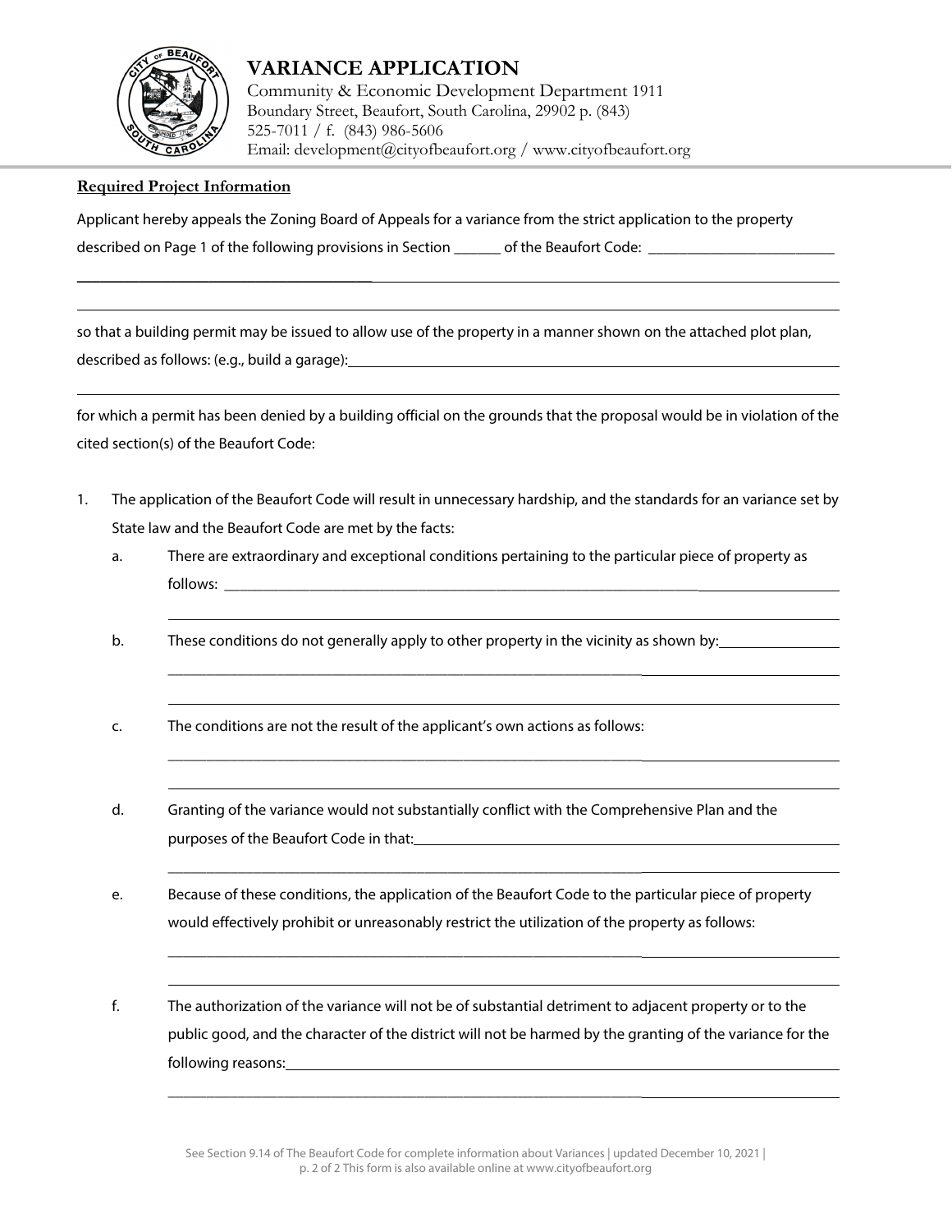# VARIANCE APPLICATION

Community & Economic Development Department 1911 Boundary Street, Beaufort, South Carolina, 29902 p. (843) 525-7011 / f. (843) 986-5606
Email: development@cityofbeaufort.org / www.cityofbeaufort.org

**Required Project Information**

Applicant hereby appeals the Zoning Board of Appeals for a variance from the strict application to the property described on Page 1 of the following provisions in Section ______ of the Beaufort Code: ________________________

______________________________________________________________________________

______________________________________________________________________________

so that a building permit may be issued to allow use of the property in a manner shown on the attached plot plan, described as follows: (e.g., build a garage):______________________________________________

______________________________________________________________________________

for which a permit has been denied by a building official on the grounds that the proposal would be in violation of the cited section(s) of the Beaufort Code:

1. The application of the Beaufort Code will result in unnecessary hardship, and the standards for an variance set by State law and the Beaufort Code are met by the facts:
   a. There are extraordinary and exceptional conditions pertaining to the particular piece of property as follows: ______________________________________________________________________

      ______________________________________________________________________
   b. These conditions do not generally apply to other property in the vicinity as shown by:________________

      ______________________________________________________________________

      ______________________________________________________________________
   c. The conditions are not the result of the applicant's own actions as follows:

      ______________________________________________________________________

      ______________________________________________________________________
   d. Granting of the variance would not substantially conflict with the Comprehensive Plan and the purposes of the Beaufort Code in that:__________________________________________________

      ______________________________________________________________________
   e. Because of these conditions, the application of the Beaufort Code to the particular piece of property would effectively prohibit or unreasonably restrict the utilization of the property as follows:

      ______________________________________________________________________

      ______________________________________________________________________
   f. The authorization of the variance will not be of substantial detriment to adjacent property or to the public good, and the character of the district will not be harmed by the granting of the variance for the following reasons:________________________________________________________

      ______________________________________________________________________

See Section 9.14 of The Beaufort Code for complete information about Variances | updated December 10, 2021 | This form is also available online at www.cityofbeaufort.org